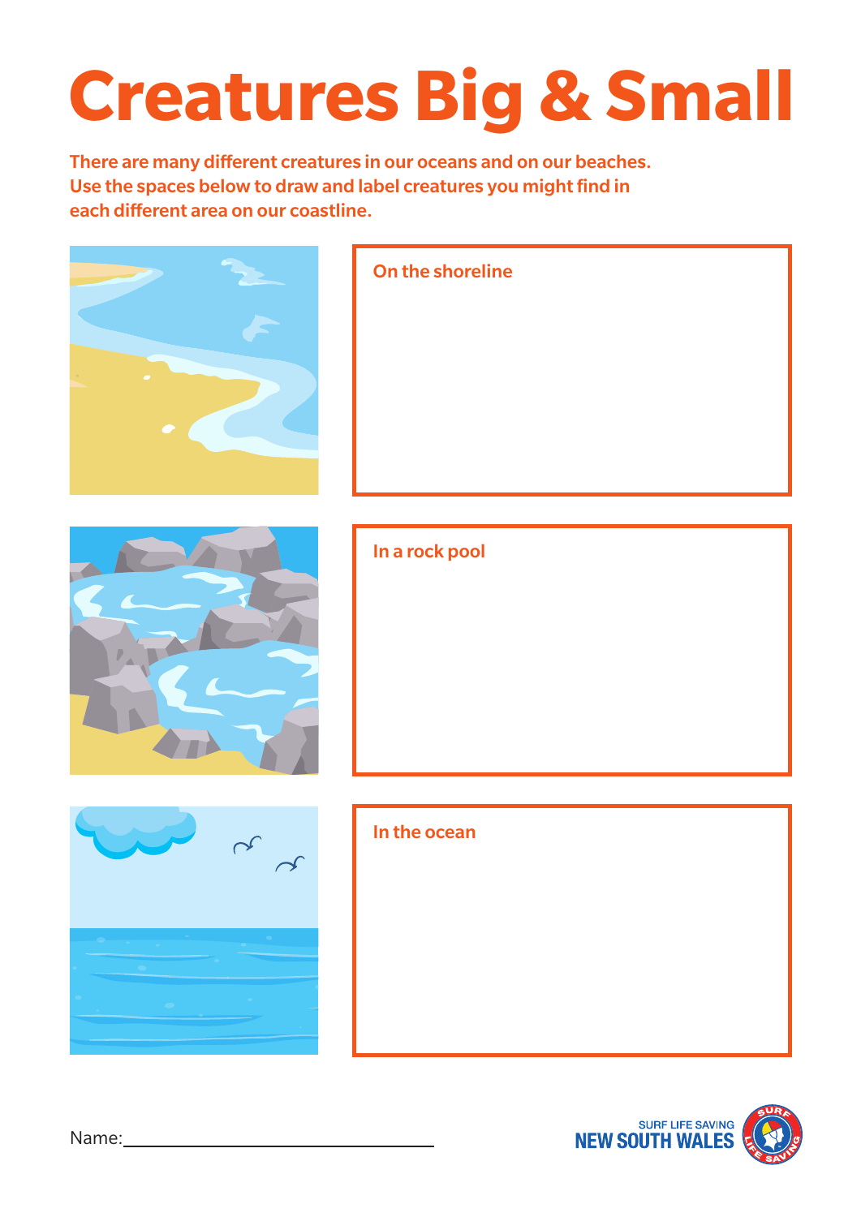# Creatures Big & Small

**There are many different creatures in our oceans and on our beaches. Use the spaces below to draw and label creatures you might find in each different area on our coastline.**

### On the shoreline

### In a rock pool

### In the ocean

Name:\_\_\_\_\_\_\_\_\_\_\_\_\_\_\_\_\_\_\_\_\_\_\_\_\_\_\_\_\_\_

SURF LIFE SAVING NEW SOUTH WALES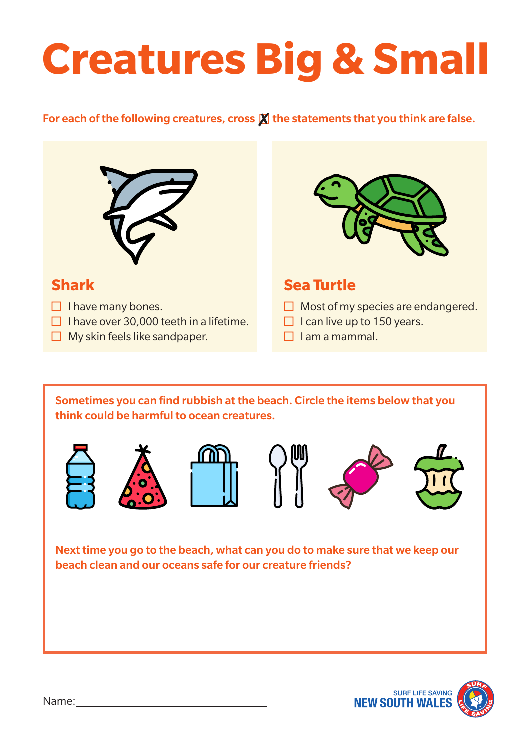# Creatures Big & Small

**For each of the following creatures, cross ☒ the statements that you think are false.**

## Shark

- ☐ I have many bones.
- ☐ I have over 30,000 teeth in a lifetime.
- ☐ My skin feels like sandpaper.

## Sea Turtle

- ☐ Most of my species are endangered.
- ☐ I can live up to 150 years.
- ☐ I am a mammal.

**Sometimes you can find rubbish at the beach. Circle the items below that you think could be harmful to ocean creatures.**

**Next time you go to the beach, what can you do to make sure that we keep our beach clean and our oceans safe for our creature friends?**

Name:\_\_\_\_\_\_\_\_\_\_\_\_\_\_\_\_\_\_\_\_\_\_\_\_\_\_\_\_\_\_

SURF LIFE SAVING NEW SOUTH WALES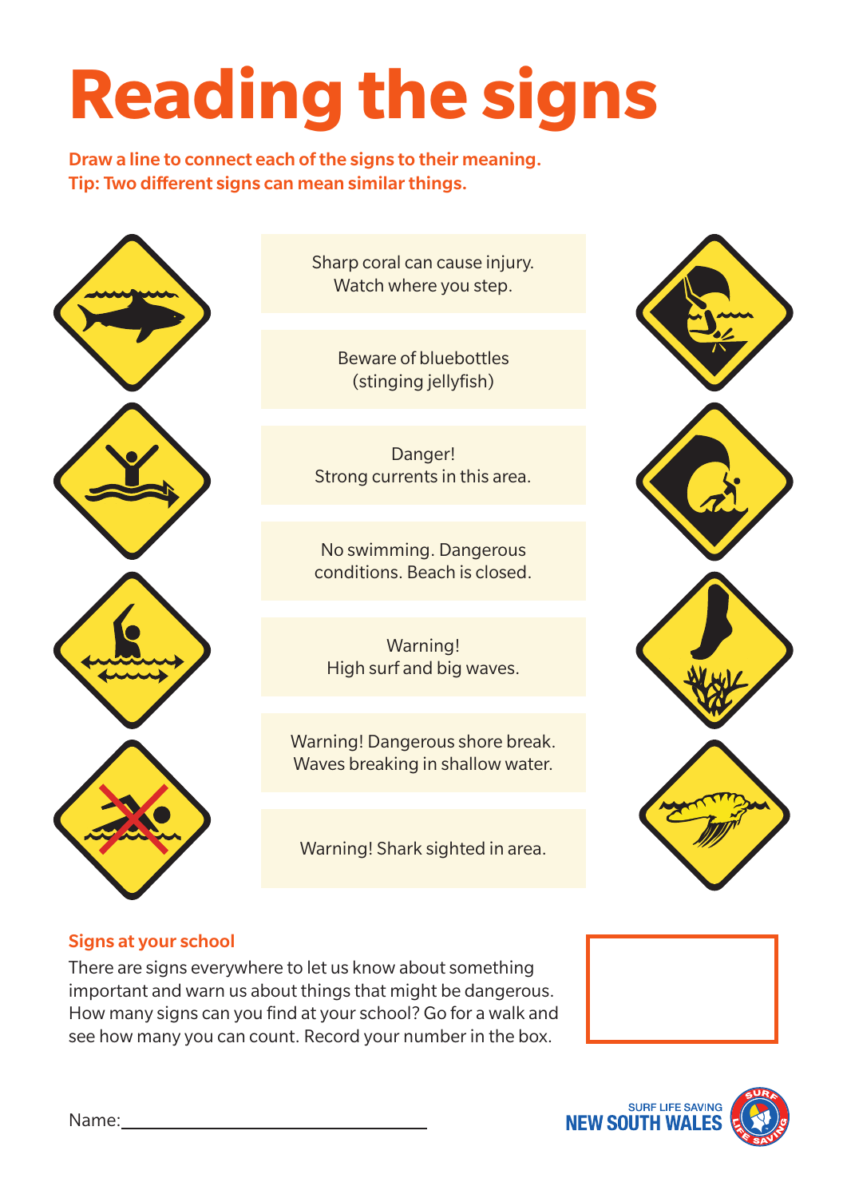# Reading the signs

**Draw a line to connect each of the signs to their meaning.**
**Tip: Two different signs can mean similar things.**

Sharp coral can cause injury. Watch where you step.

Beware of bluebottles (stinging jellyfish)

Danger! Strong currents in this area.

No swimming. Dangerous conditions. Beach is closed.

Warning! High surf and big waves.

Warning! Dangerous shore break. Waves breaking in shallow water.

Warning! Shark sighted in area.

## Signs at your school

There are signs everywhere to let us know about something important and warn us about things that might be dangerous. How many signs can you find at your school? Go for a walk and see how many you can count. Record your number in the box.

Name:\_\_\_\_\_\_\_\_\_\_\_\_\_\_\_\_\_\_\_\_\_\_\_\_\_\_\_\_\_\_

SURF LIFE SAVING NEW SOUTH WALES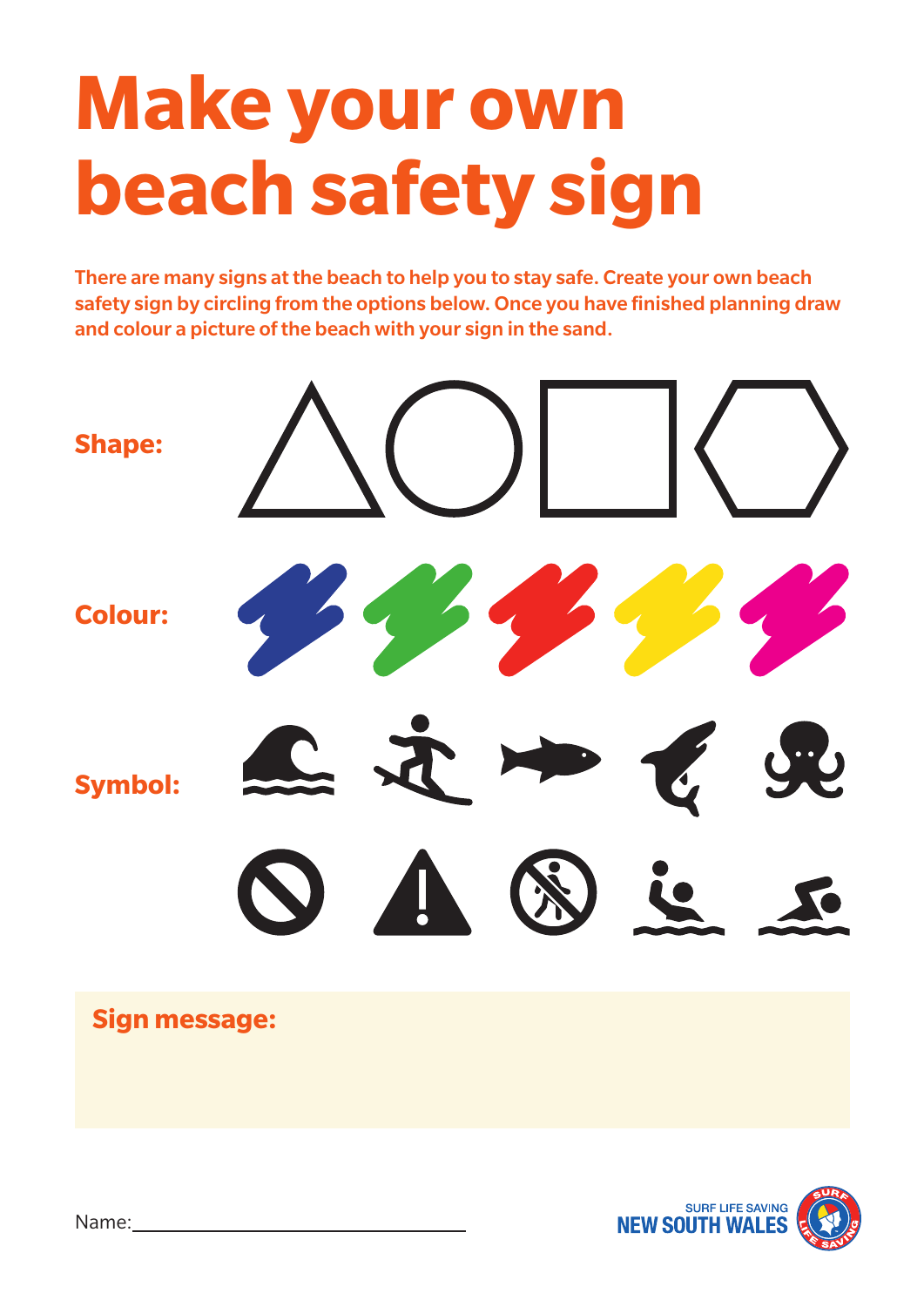# Make your own beach safety sign

**There are many signs at the beach to help you to stay safe. Create your own beach safety sign by circling from the options below. Once you have finished planning draw and colour a picture of the beach with your sign in the sand.**

**Shape:**

**Colour:**

**Symbol:**

**Sign message:**

Name: ______________________________

SURF LIFE SAVING
NEW SOUTH WALES